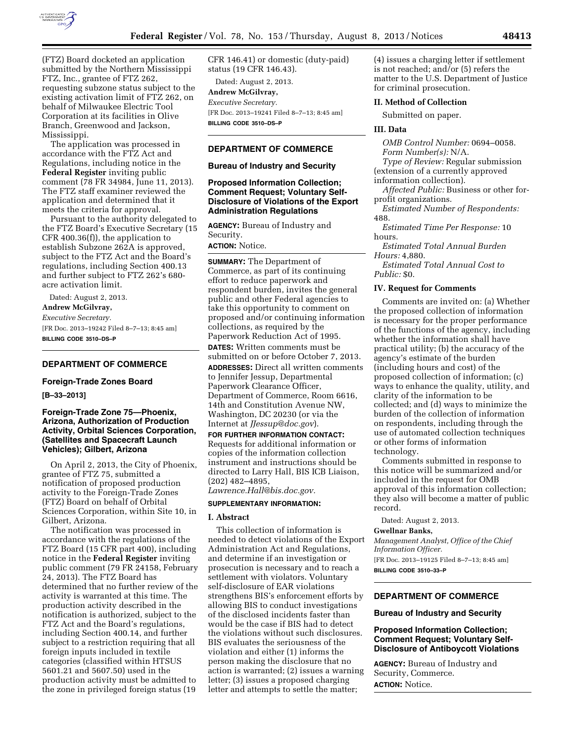(FTZ) Board docketed an application submitted by the Northern Mississippi FTZ, Inc., grantee of FTZ 262, requesting subzone status subject to the existing activation limit of FTZ 262, on behalf of Milwaukee Electric Tool Corporation at its facilities in Olive Branch, Greenwood and Jackson, Mississippi.

The application was processed in accordance with the FTZ Act and Regulations, including notice in the **Federal Register** inviting public comment (78 FR 34984, June 11, 2013). The FTZ staff examiner reviewed the application and determined that it meets the criteria for approval.

Pursuant to the authority delegated to the FTZ Board's Executive Secretary (15 CFR 400.36(f)), the application to establish Subzone 262A is approved, subject to the FTZ Act and the Board's regulations, including Section 400.13 and further subject to FTZ 262's 680-acre activation limit.

Dated: August 2, 2013.

**Andrew McGilvray,**

*Executive Secretary.*

[FR Doc. 2013–19242 Filed 8–7–13; 8:45 am]

**BILLING CODE 3510–DS–P**

## DEPARTMENT OF COMMERCE

### Foreign-Trade Zones Board

**[B–33–2013]**

### Foreign-Trade Zone 75—Phoenix, Arizona, Authorization of Production Activity, Orbital Sciences Corporation, (Satellites and Spacecraft Launch Vehicles); Gilbert, Arizona

On April 2, 2013, the City of Phoenix, grantee of FTZ 75, submitted a notification of proposed production activity to the Foreign-Trade Zones (FTZ) Board on behalf of Orbital Sciences Corporation, within Site 10, in Gilbert, Arizona.

The notification was processed in accordance with the regulations of the FTZ Board (15 CFR part 400), including notice in the **Federal Register** inviting public comment (79 FR 24158, February 24, 2013). The FTZ Board has determined that no further review of the activity is warranted at this time. The production activity described in the notification is authorized, subject to the FTZ Act and the Board's regulations, including Section 400.14, and further subject to a restriction requiring that all foreign inputs included in textile categories (classified within HTSUS 5601.21 and 5607.50) used in the production activity must be admitted to the zone in privileged foreign status (19 CFR 146.41) or domestic (duty-paid) status (19 CFR 146.43).

Dated: August 2, 2013.

**Andrew McGilvray,**

*Executive Secretary.*

[FR Doc. 2013–19241 Filed 8–7–13; 8:45 am]

**BILLING CODE 3510–DS–P**

## DEPARTMENT OF COMMERCE

### Bureau of Industry and Security

### Proposed Information Collection; Comment Request; Voluntary Self-Disclosure of Violations of the Export Administration Regulations

**AGENCY:** Bureau of Industry and Security.

**ACTION:** Notice.

**SUMMARY:** The Department of Commerce, as part of its continuing effort to reduce paperwork and respondent burden, invites the general public and other Federal agencies to take this opportunity to comment on proposed and/or continuing information collections, as required by the Paperwork Reduction Act of 1995.

**DATES:** Written comments must be submitted on or before October 7, 2013.

**ADDRESSES:** Direct all written comments to Jennifer Jessup, Departmental Paperwork Clearance Officer, Department of Commerce, Room 6616, 14th and Constitution Avenue NW, Washington, DC 20230 (or via the Internet at *JJessup@doc.gov*).

**FOR FURTHER INFORMATION CONTACT:** Requests for additional information or copies of the information collection instrument and instructions should be directed to Larry Hall, BIS ICB Liaison, (202) 482–4895, *Lawrence.Hall@bis.doc.gov.*

**SUPPLEMENTARY INFORMATION:**

#### I. Abstract

This collection of information is needed to detect violations of the Export Administration Act and Regulations, and determine if an investigation or prosecution is necessary and to reach a settlement with violators. Voluntary self-disclosure of EAR violations strengthens BIS's enforcement efforts by allowing BIS to conduct investigations of the disclosed incidents faster than would be the case if BIS had to detect the violations without such disclosures. BIS evaluates the seriousness of the violation and either (1) informs the person making the disclosure that no action is warranted; (2) issues a warning letter; (3) issues a proposed charging letter and attempts to settle the matter; (4) issues a charging letter if settlement is not reached; and/or (5) refers the matter to the U.S. Department of Justice for criminal prosecution.

#### II. Method of Collection

Submitted on paper.

#### III. Data

*OMB Control Number:* 0694–0058.

*Form Number(s):* N/A.

*Type of Review:* Regular submission (extension of a currently approved information collection).

*Affected Public:* Business or other for-profit organizations.

*Estimated Number of Respondents:* 488.

*Estimated Time Per Response:* 10 hours.

*Estimated Total Annual Burden Hours:* 4,880.

*Estimated Total Annual Cost to Public:* $0.

#### IV. Request for Comments

Comments are invited on: (a) Whether the proposed collection of information is necessary for the proper performance of the functions of the agency, including whether the information shall have practical utility; (b) the accuracy of the agency's estimate of the burden (including hours and cost) of the proposed collection of information; (c) ways to enhance the quality, utility, and clarity of the information to be collected; and (d) ways to minimize the burden of the collection of information on respondents, including through the use of automated collection techniques or other forms of information technology.

Comments submitted in response to this notice will be summarized and/or included in the request for OMB approval of this information collection; they also will become a matter of public record.

Dated: August 2, 2013.

**Gwellnar Banks,**

*Management Analyst, Office of the Chief Information Officer.*

[FR Doc. 2013–19125 Filed 8–7–13; 8:45 am]

**BILLING CODE 3510–33–P**

## DEPARTMENT OF COMMERCE

### Bureau of Industry and Security

### Proposed Information Collection; Comment Request; Voluntary Self-Disclosure of Antiboycott Violations

**AGENCY:** Bureau of Industry and Security, Commerce.

**ACTION:** Notice.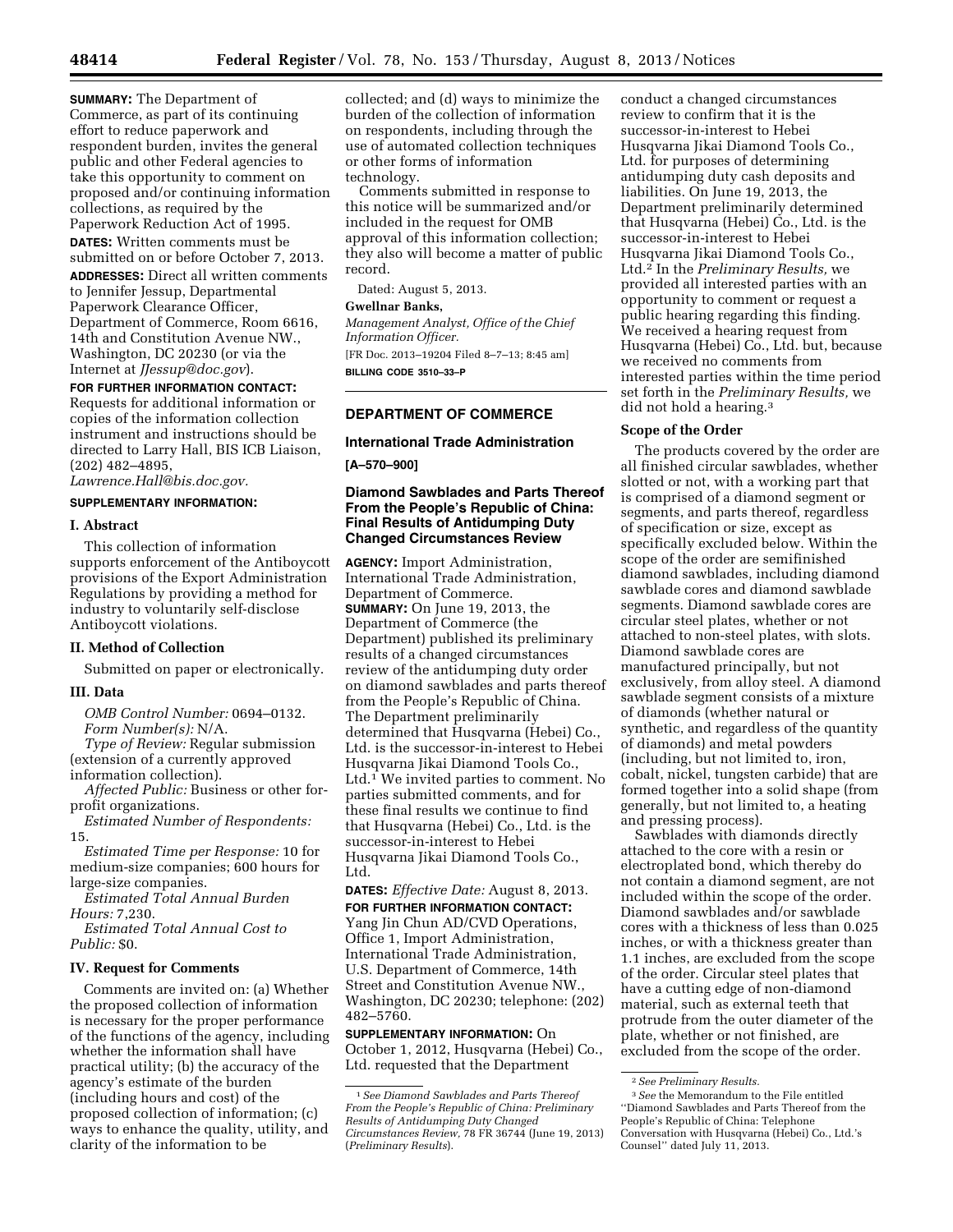**SUMMARY:** The Department of Commerce, as part of its continuing effort to reduce paperwork and respondent burden, invites the general public and other Federal agencies to take this opportunity to comment on proposed and/or continuing information collections, as required by the Paperwork Reduction Act of 1995.

**DATES:** Written comments must be submitted on or before October 7, 2013.

**ADDRESSES:** Direct all written comments to Jennifer Jessup, Departmental Paperwork Clearance Officer, Department of Commerce, Room 6616, 14th and Constitution Avenue NW., Washington, DC 20230 (or via the Internet at *JJessup@doc.gov*).

**FOR FURTHER INFORMATION CONTACT:** Requests for additional information or copies of the information collection instrument and instructions should be directed to Larry Hall, BIS ICB Liaison, (202) 482–4895, *Lawrence.Hall@bis.doc.gov.*

**SUPPLEMENTARY INFORMATION:**

**I. Abstract**

This collection of information supports enforcement of the Antiboycott provisions of the Export Administration Regulations by providing a method for industry to voluntarily self-disclose Antiboycott violations.

**II. Method of Collection**

Submitted on paper or electronically.

**III. Data**

*OMB Control Number:* 0694–0132.

*Form Number(s):* N/A.

*Type of Review:* Regular submission (extension of a currently approved information collection).

*Affected Public:* Business or other for-profit organizations.

*Estimated Number of Respondents:* 15.

*Estimated Time per Response:* 10 for medium-size companies; 600 hours for large-size companies.

*Estimated Total Annual Burden Hours:* 7,230.

*Estimated Total Annual Cost to Public:* $0.

**IV. Request for Comments**

Comments are invited on: (a) Whether the proposed collection of information is necessary for the proper performance of the functions of the agency, including whether the information shall have practical utility; (b) the accuracy of the agency's estimate of the burden (including hours and cost) of the proposed collection of information; (c) ways to enhance the quality, utility, and clarity of the information to be collected; and (d) ways to minimize the burden of the collection of information on respondents, including through the use of automated collection techniques or other forms of information technology.

Comments submitted in response to this notice will be summarized and/or included in the request for OMB approval of this information collection; they also will become a matter of public record.

Dated: August 5, 2013.

**Gwellnar Banks,**

*Management Analyst, Office of the Chief Information Officer.*

[FR Doc. 2013–19204 Filed 8–7–13; 8:45 am]

**BILLING CODE 3510–33–P**

---

## DEPARTMENT OF COMMERCE

### International Trade Administration

**[A–570–900]**

### Diamond Sawblades and Parts Thereof From the People's Republic of China: Final Results of Antidumping Duty Changed Circumstances Review

**AGENCY:** Import Administration, International Trade Administration, Department of Commerce.

**SUMMARY:** On June 19, 2013, the Department of Commerce (the Department) published its preliminary results of a changed circumstances review of the antidumping duty order on diamond sawblades and parts thereof from the People's Republic of China. The Department preliminarily determined that Husqvarna (Hebei) Co., Ltd. is the successor-in-interest to Hebei Husqvarna Jikai Diamond Tools Co., Ltd.[1] We invited parties to comment. No parties submitted comments, and for these final results we continue to find that Husqvarna (Hebei) Co., Ltd. is the successor-in-interest to Hebei Husqvarna Jikai Diamond Tools Co., Ltd.

**DATES:** *Effective Date:* August 8, 2013.

**FOR FURTHER INFORMATION CONTACT:** Yang Jin Chun AD/CVD Operations, Office 1, Import Administration, International Trade Administration, U.S. Department of Commerce, 14th Street and Constitution Avenue NW., Washington, DC 20230; telephone: (202) 482–5760.

**SUPPLEMENTARY INFORMATION:** On October 1, 2012, Husqvarna (Hebei) Co., Ltd. requested that the Department conduct a changed circumstances review to confirm that it is the successor-in-interest to Hebei Husqvarna Jikai Diamond Tools Co., Ltd. for purposes of determining antidumping duty cash deposits and liabilities. On June 19, 2013, the Department preliminarily determined that Husqvarna (Hebei) Co., Ltd. is the successor-in-interest to Hebei Husqvarna Jikai Diamond Tools Co., Ltd.[2] In the *Preliminary Results,* we provided all interested parties with an opportunity to comment or request a public hearing regarding this finding. We received a hearing request from Husqvarna (Hebei) Co., Ltd. but, because we received no comments from interested parties within the time period set forth in the *Preliminary Results,* we did not hold a hearing.[3]

**Scope of the Order**

The products covered by the order are all finished circular sawblades, whether slotted or not, with a working part that is comprised of a diamond segment or segments, and parts thereof, regardless of specification or size, except as specifically excluded below. Within the scope of the order are semifinished diamond sawblades, including diamond sawblade cores and diamond sawblade segments. Diamond sawblade cores are circular steel plates, whether or not attached to non-steel plates, with slots. Diamond sawblade cores are manufactured principally, but not exclusively, from alloy steel. A diamond sawblade segment consists of a mixture of diamonds (whether natural or synthetic, and regardless of the quantity of diamonds) and metal powders (including, but not limited to, iron, cobalt, nickel, tungsten carbide) that are formed together into a solid shape (from generally, but not limited to, a heating and pressing process).

Sawblades with diamonds directly attached to the core with a resin or electroplated bond, which thereby do not contain a diamond segment, are not included within the scope of the order. Diamond sawblades and/or sawblade cores with a thickness of less than 0.025 inches, or with a thickness greater than 1.1 inches, are excluded from the scope of the order. Circular steel plates that have a cutting edge of non-diamond material, such as external teeth that protrude from the outer diameter of the plate, whether or not finished, are excluded from the scope of the order.

---

[1] *See Diamond Sawblades and Parts Thereof From the People's Republic of China: Preliminary Results of Antidumping Duty Changed Circumstances Review,* 78 FR 36744 (June 19, 2013) (*Preliminary Results*).

[2] *See Preliminary Results.*

[3] *See* the Memorandum to the File entitled ''Diamond Sawblades and Parts Thereof from the People's Republic of China: Telephone Conversation with Husqvarna (Hebei) Co., Ltd.'s Counsel'' dated July 11, 2013.